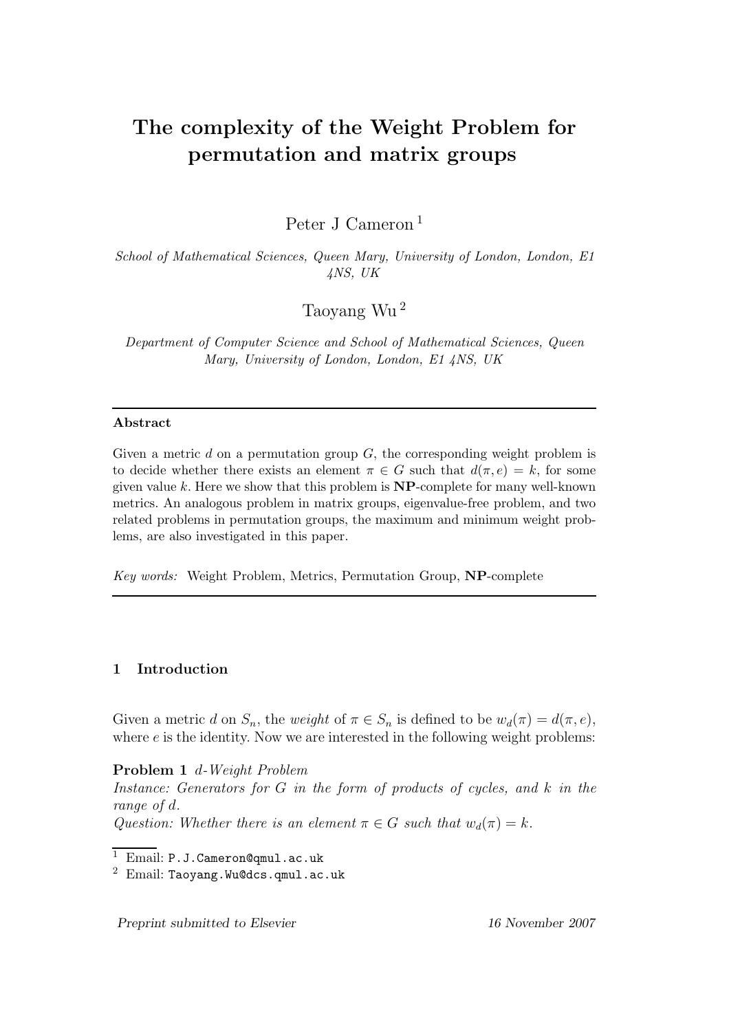# The complexity of the Weight Problem for permutation and matrix groups

Peter J Cameron [1]

*School of Mathematical Sciences, Queen Mary, University of London, London, E1 4NS, UK*

Taoyang Wu [2]

*Department of Computer Science and School of Mathematical Sciences, Queen Mary, University of London, London, E1 4NS, UK*

---

**Abstract**

Given a metric $d$ on a permutation group $G$, the corresponding weight problem is to decide whether there exists an element $\pi \in G$ such that $d(\pi, e) = k$, for some given value $k$. Here we show that this problem is **NP**-complete for many well-known metrics. An analogous problem in matrix groups, eigenvalue-free problem, and two related problems in permutation groups, the maximum and minimum weight problems, are also investigated in this paper.

*Key words:* Weight Problem, Metrics, Permutation Group, **NP**-complete

---

## 1 Introduction

Given a metric $d$ on $S_n$, the *weight* of $\pi \in S_n$ is defined to be $w_d(\pi) = d(\pi, e)$, where $e$ is the identity. Now we are interested in the following weight problems:

**Problem 1** *d-Weight Problem*
*Instance: Generators for $G$ in the form of products of cycles, and $k$ in the range of $d$.*
*Question: Whether there is an element $\pi \in G$ such that $w_d(\pi) = k$.*

[1] Email: `P.J.Cameron@qmul.ac.uk`

[2] Email: `Taoyang.Wu@dcs.qmul.ac.uk`

*Preprint submitted to Elsevier* 16 November 2007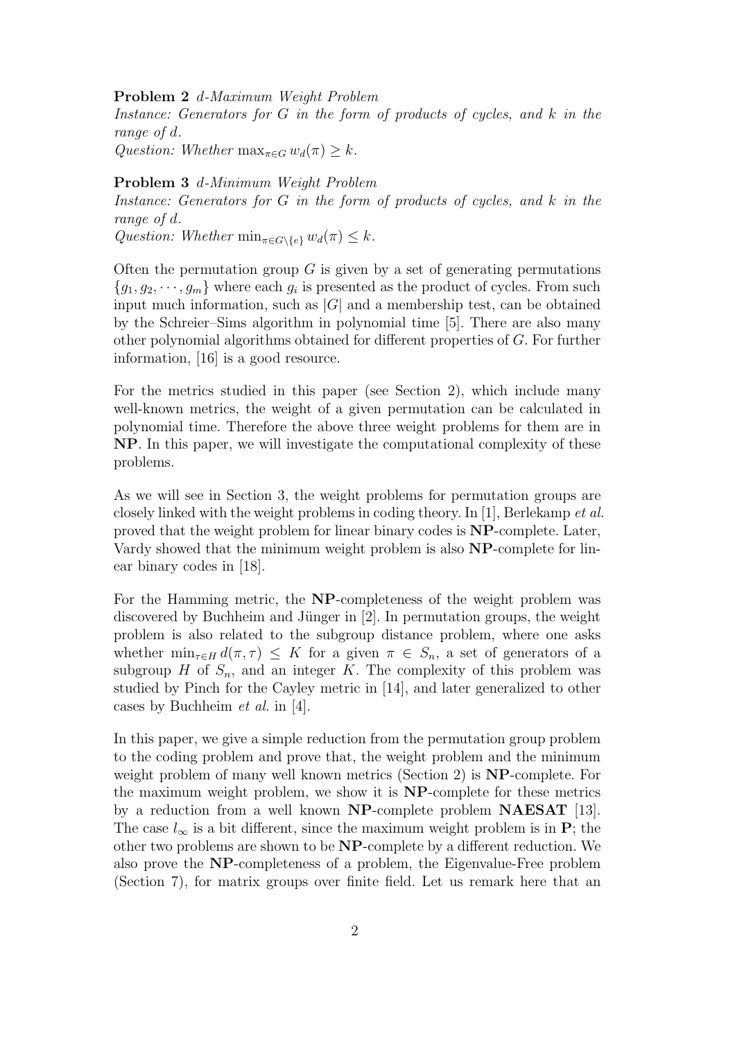**Problem 2** *d-Maximum Weight Problem*
*Instance: Generators for $G$ in the form of products of cycles, and $k$ in the range of $d$.*
*Question: Whether $\max_{\pi \in G} w_d(\pi) \geq k$.*

**Problem 3** *d-Minimum Weight Problem*
*Instance: Generators for $G$ in the form of products of cycles, and $k$ in the range of $d$.*
*Question: Whether $\min_{\pi \in G \setminus \{e\}} w_d(\pi) \leq k$.*

Often the permutation group $G$ is given by a set of generating permutations $\{g_1, g_2, \cdots, g_m\}$ where each $g_i$ is presented as the product of cycles. From such input much information, such as $|G|$ and a membership test, can be obtained by the Schreier–Sims algorithm in polynomial time [5]. There are also many other polynomial algorithms obtained for different properties of $G$. For further information, [16] is a good resource.

For the metrics studied in this paper (see Section 2), which include many well-known metrics, the weight of a given permutation can be calculated in polynomial time. Therefore the above three weight problems for them are in **NP**. In this paper, we will investigate the computational complexity of these problems.

As we will see in Section 3, the weight problems for permutation groups are closely linked with the weight problems in coding theory. In [1], Berlekamp *et al.* proved that the weight problem for linear binary codes is **NP**-complete. Later, Vardy showed that the minimum weight problem is also **NP**-complete for linear binary codes in [18].

For the Hamming metric, the **NP**-completeness of the weight problem was discovered by Buchheim and Jünger in [2]. In permutation groups, the weight problem is also related to the subgroup distance problem, where one asks whether $\min_{\tau \in H} d(\pi, \tau) \leq K$ for a given $\pi \in S_n$, a set of generators of a subgroup $H$ of $S_n$, and an integer $K$. The complexity of this problem was studied by Pinch for the Cayley metric in [14], and later generalized to other cases by Buchheim *et al.* in [4].

In this paper, we give a simple reduction from the permutation group problem to the coding problem and prove that, the weight problem and the minimum weight problem of many well known metrics (Section 2) is **NP**-complete. For the maximum weight problem, we show it is **NP**-complete for these metrics by a reduction from a well known **NP**-complete problem **NAESAT** [13]. The case $l_\infty$ is a bit different, since the maximum weight problem is in **P**; the other two problems are shown to be **NP**-complete by a different reduction. We also prove the **NP**-completeness of a problem, the Eigenvalue-Free problem (Section 7), for matrix groups over finite field. Let us remark here that an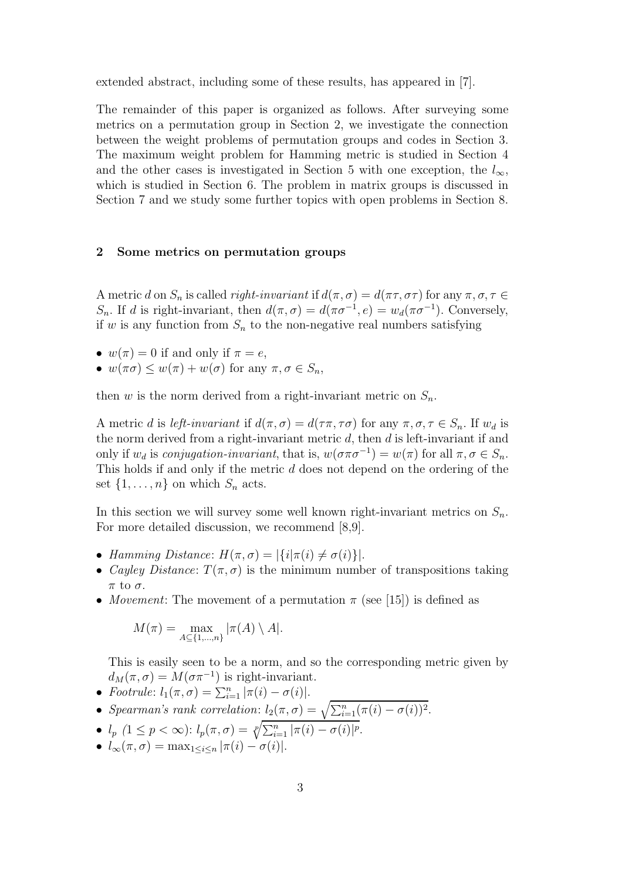extended abstract, including some of these results, has appeared in [7].

The remainder of this paper is organized as follows. After surveying some metrics on a permutation group in Section 2, we investigate the connection between the weight problems of permutation groups and codes in Section 3. The maximum weight problem for Hamming metric is studied in Section 4 and the other cases is investigated in Section 5 with one exception, the $l_\infty$, which is studied in Section 6. The problem in matrix groups is discussed in Section 7 and we study some further topics with open problems in Section 8.

## 2 Some metrics on permutation groups

A metric $d$ on $S_n$ is called *right-invariant* if $d(\pi, \sigma) = d(\pi\tau, \sigma\tau)$ for any $\pi, \sigma, \tau \in S_n$. If $d$ is right-invariant, then $d(\pi, \sigma) = d(\pi\sigma^{-1}, e) = w_d(\pi\sigma^{-1})$. Conversely, if $w$ is any function from $S_n$ to the non-negative real numbers satisfying

- $w(\pi) = 0$ if and only if $\pi = e$,
- $w(\pi\sigma) \leq w(\pi) + w(\sigma)$ for any $\pi, \sigma \in S_n$,

then $w$ is the norm derived from a right-invariant metric on $S_n$.

A metric $d$ is *left-invariant* if $d(\pi, \sigma) = d(\tau\pi, \tau\sigma)$ for any $\pi, \sigma, \tau \in S_n$. If $w_d$ is the norm derived from a right-invariant metric $d$, then $d$ is left-invariant if and only if $w_d$ is *conjugation-invariant*, that is, $w(\sigma\pi\sigma^{-1}) = w(\pi)$ for all $\pi, \sigma \in S_n$. This holds if and only if the metric $d$ does not depend on the ordering of the set $\{1, \ldots, n\}$ on which $S_n$ acts.

In this section we will survey some well known right-invariant metrics on $S_n$. For more detailed discussion, we recommend [8,9].

- *Hamming Distance*: $H(\pi, \sigma) = |\{i | \pi(i) \neq \sigma(i)\}|$.
- *Cayley Distance*: $T(\pi, \sigma)$ is the minimum number of transpositions taking $\pi$ to $\sigma$.
- *Movement*: The movement of a permutation $\pi$ (see [15]) is defined as

$$M(\pi) = \max_{A \subseteq \{1,\ldots,n\}} |\pi(A) \setminus A|.$$

  This is easily seen to be a norm, and so the corresponding metric given by $d_M(\pi, \sigma) = M(\sigma\pi^{-1})$ is right-invariant.
- *Footrule*: $l_1(\pi, \sigma) = \sum_{i=1}^{n} |\pi(i) - \sigma(i)|$.
- *Spearman's rank correlation*: $l_2(\pi, \sigma) = \sqrt{\sum_{i=1}^{n} (\pi(i) - \sigma(i))^2}$.
- $l_p$ $(1 \leq p < \infty)$: $l_p(\pi, \sigma) = \sqrt[p]{\sum_{i=1}^{n} |\pi(i) - \sigma(i)|^p}$.
- $l_\infty(\pi, \sigma) = \max_{1 \leq i \leq n} |\pi(i) - \sigma(i)|$.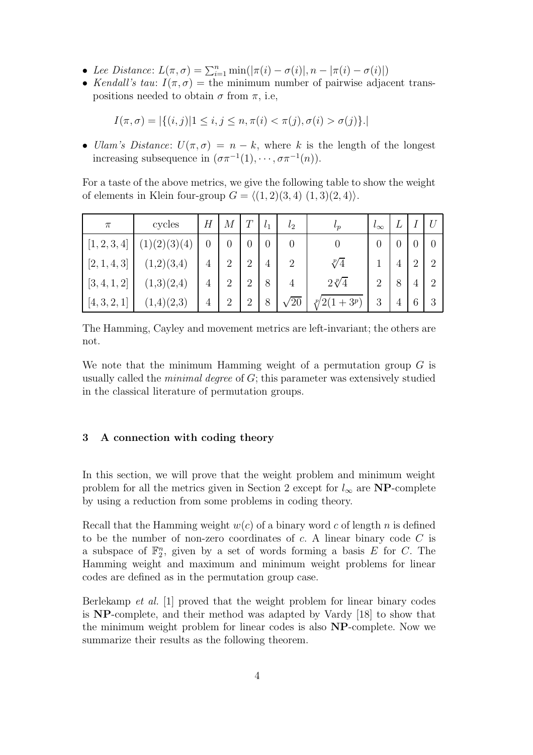- *Lee Distance*: $L(\pi, \sigma) = \sum_{i=1}^{n} \min(|\pi(i) - \sigma(i)|, n - |\pi(i) - \sigma(i)|)$
- *Kendall's tau*: $I(\pi, \sigma)$ = the minimum number of pairwise adjacent transpositions needed to obtain $\sigma$ from $\pi$, i.e,

$$I(\pi, \sigma) = |\{(i,j) | 1 \leq i, j \leq n, \pi(i) < \pi(j), \sigma(i) > \sigma(j)\}.|$$

- *Ulam's Distance*: $U(\pi, \sigma) = n - k$, where $k$ is the length of the longest increasing subsequence in $(\sigma\pi^{-1}(1), \cdots, \sigma\pi^{-1}(n))$.

For a taste of the above metrics, we give the following table to show the weight of elements in Klein four-group $G = \langle (1,2)(3,4)\ (1,3)(2,4) \rangle$.

| $\pi$ | cycles | $H$ | $M$ | $T$ | $l_1$ | $l_2$ | $l_p$ | $l_\infty$ | $L$ | $I$ | $U$ |
|---|---|---|---|---|---|---|---|---|---|---|---|
| $[1,2,3,4]$ | $(1)(2)(3)(4)$ | 0 | 0 | 0 | 0 | 0 | 0 | 0 | 0 | 0 | 0 |
| $[2,1,4,3]$ | (1,2)(3,4) | 4 | 2 | 2 | 4 | 2 | $\sqrt[p]{4}$ | 1 | 4 | 2 | 2 |
| $[3,4,1,2]$ | (1,3)(2,4) | 4 | 2 | 2 | 8 | 4 | $2\sqrt[p]{4}$ | 2 | 8 | 4 | 2 |
| $[4,3,2,1]$ | (1,4)(2,3) | 4 | 2 | 2 | 8 | $\sqrt{20}$ | $\sqrt[p]{2(1+3^p)}$ | 3 | 4 | 6 | 3 |

The Hamming, Cayley and movement metrics are left-invariant; the others are not.

We note that the minimum Hamming weight of a permutation group $G$ is usually called the *minimal degree* of $G$; this parameter was extensively studied in the classical literature of permutation groups.

### 3 A connection with coding theory

In this section, we will prove that the weight problem and minimum weight problem for all the metrics given in Section 2 except for $l_\infty$ are **NP**-complete by using a reduction from some problems in coding theory.

Recall that the Hamming weight $w(c)$ of a binary word $c$ of length $n$ is defined to be the number of non-zero coordinates of $c$. A linear binary code $C$ is a subspace of $\mathbb{F}_2^n$, given by a set of words forming a basis $E$ for $C$. The Hamming weight and maximum and minimum weight problems for linear codes are defined as in the permutation group case.

Berlekamp *et al.* [1] proved that the weight problem for linear binary codes is **NP**-complete, and their method was adapted by Vardy [18] to show that the minimum weight problem for linear codes is also **NP**-complete. Now we summarize their results as the following theorem.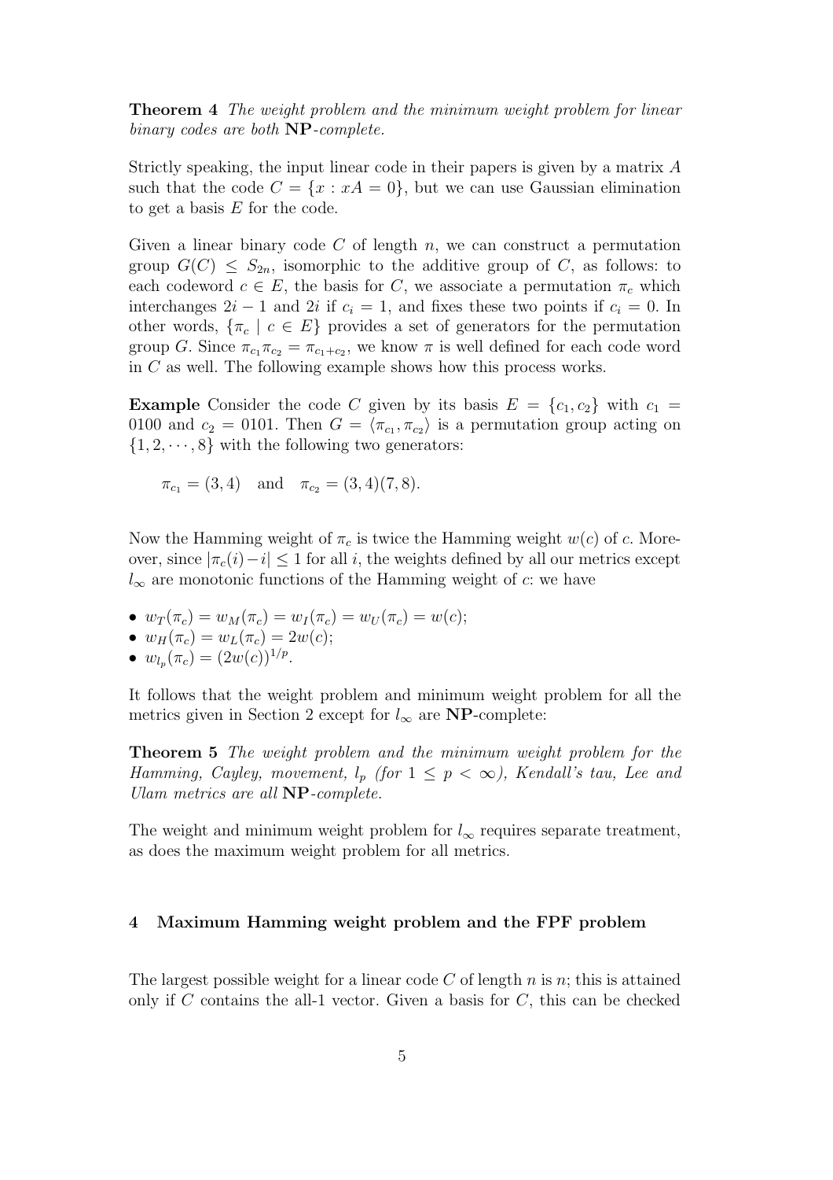**Theorem 4** *The weight problem and the minimum weight problem for linear binary codes are both* **NP***-complete.*

Strictly speaking, the input linear code in their papers is given by a matrix $A$ such that the code $C = \{x : xA = 0\}$, but we can use Gaussian elimination to get a basis $E$ for the code.

Given a linear binary code $C$ of length $n$, we can construct a permutation group $G(C) \leq S_{2n}$, isomorphic to the additive group of $C$, as follows: to each codeword $c \in E$, the basis for $C$, we associate a permutation $\pi_c$ which interchanges $2i-1$ and $2i$ if $c_i = 1$, and fixes these two points if $c_i = 0$. In other words, $\{\pi_c \mid c \in E\}$ provides a set of generators for the permutation group $G$. Since $\pi_{c_1}\pi_{c_2} = \pi_{c_1+c_2}$, we know $\pi$ is well defined for each code word in $C$ as well. The following example shows how this process works.

**Example** Consider the code $C$ given by its basis $E = \{c_1, c_2\}$ with $c_1 = 0100$ and $c_2 = 0101$. Then $G = \langle \pi_{c_1}, \pi_{c_2} \rangle$ is a permutation group acting on $\{1, 2, \cdots, 8\}$ with the following two generators:

$$\pi_{c_1} = (3, 4) \quad \text{and} \quad \pi_{c_2} = (3, 4)(7, 8).$$

Now the Hamming weight of $\pi_c$ is twice the Hamming weight $w(c)$ of $c$. Moreover, since $|\pi_c(i) - i| \leq 1$ for all $i$, the weights defined by all our metrics except $l_\infty$ are monotonic functions of the Hamming weight of $c$: we have

- $w_T(\pi_c) = w_M(\pi_c) = w_I(\pi_c) = w_U(\pi_c) = w(c)$;
- $w_H(\pi_c) = w_L(\pi_c) = 2w(c)$;
- $w_{l_p}(\pi_c) = (2w(c))^{1/p}$.

It follows that the weight problem and minimum weight problem for all the metrics given in Section 2 except for $l_\infty$ are **NP**-complete:

**Theorem 5** *The weight problem and the minimum weight problem for the Hamming, Cayley, movement, $l_p$ (for $1 \leq p < \infty$), Kendall's tau, Lee and Ulam metrics are all* **NP***-complete.*

The weight and minimum weight problem for $l_\infty$ requires separate treatment, as does the maximum weight problem for all metrics.

## 4 Maximum Hamming weight problem and the FPF problem

The largest possible weight for a linear code $C$ of length $n$ is $n$; this is attained only if $C$ contains the all-1 vector. Given a basis for $C$, this can be checked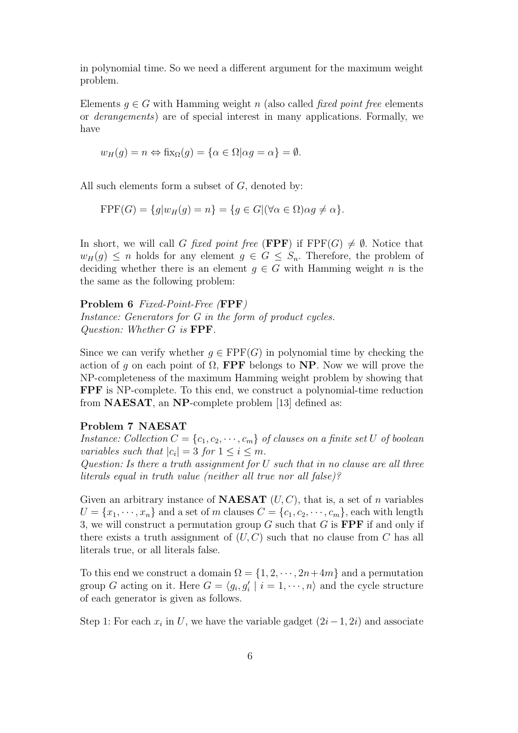in polynomial time. So we need a different argument for the maximum weight problem.

Elements $g \in G$ with Hamming weight $n$ (also called *fixed point free* elements or *derangements*) are of special interest in many applications. Formally, we have

$$w_H(g) = n \Leftrightarrow \mathrm{fix}_\Omega(g) = \{\alpha \in \Omega | \alpha g = \alpha\} = \emptyset.$$

All such elements form a subset of $G$, denoted by:

$$\mathrm{FPF}(G) = \{g | w_H(g) = n\} = \{g \in G | (\forall \alpha \in \Omega) \alpha g \neq \alpha\}.$$

In short, we will call $G$ *fixed point free* (**FPF**) if $\mathrm{FPF}(G) \neq \emptyset$. Notice that $w_H(g) \leq n$ holds for any element $g \in G \leq S_n$. Therefore, the problem of deciding whether there is an element $g \in G$ with Hamming weight $n$ is the the same as the following problem:

**Problem 6** *Fixed-Point-Free (***FPF***)*
*Instance: Generators for $G$ in the form of product cycles.*
*Question: Whether $G$ is* **FPF**.

Since we can verify whether $g \in \mathrm{FPF}(G)$ in polynomial time by checking the action of $g$ on each point of $\Omega$, **FPF** belongs to **NP**. Now we will prove the NP-completeness of the maximum Hamming weight problem by showing that **FPF** is NP-complete. To this end, we construct a polynomial-time reduction from **NAESAT**, an **NP**-complete problem [13] defined as:

**Problem 7 NAESAT**
*Instance: Collection $C = \{c_1, c_2, \cdots, c_m\}$ of clauses on a finite set $U$ of boolean variables such that $|c_i| = 3$ for $1 \leq i \leq m$.*
*Question: Is there a truth assignment for $U$ such that in no clause are all three literals equal in truth value (neither all true nor all false)?*

Given an arbitrary instance of **NAESAT** $(U, C)$, that is, a set of $n$ variables $U = \{x_1, \cdots, x_n\}$ and a set of $m$ clauses $C = \{c_1, c_2, \cdots, c_m\}$, each with length 3, we will construct a permutation group $G$ such that $G$ is **FPF** if and only if there exists a truth assignment of $(U, C)$ such that no clause from $C$ has all literals true, or all literals false.

To this end we construct a domain $\Omega = \{1, 2, \cdots, 2n+4m\}$ and a permutation group $G$ acting on it. Here $G = \langle g_i, g_i' \mid i = 1, \cdots, n \rangle$ and the cycle structure of each generator is given as follows.

Step 1: For each $x_i$ in $U$, we have the variable gadget $(2i-1, 2i)$ and associate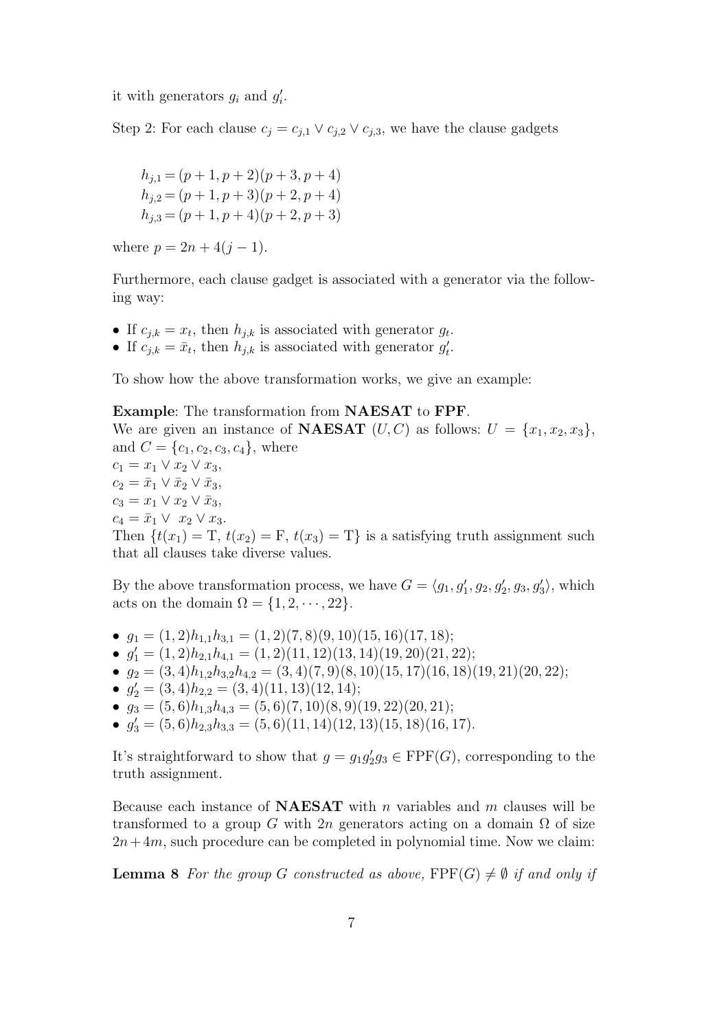it with generators $g_i$ and $g'_i$.

Step 2: For each clause $c_j = c_{j,1} \vee c_{j,2} \vee c_{j,3}$, we have the clause gadgets

$$
\begin{aligned}
h_{j,1} &= (p+1, p+2)(p+3, p+4) \\
h_{j,2} &= (p+1, p+3)(p+2, p+4) \\
h_{j,3} &= (p+1, p+4)(p+2, p+3)
\end{aligned}
$$

where $p = 2n + 4(j-1)$.

Furthermore, each clause gadget is associated with a generator via the following way:

- If $c_{j,k} = x_t$, then $h_{j,k}$ is associated with generator $g_t$.
- If $c_{j,k} = \bar{x}_t$, then $h_{j,k}$ is associated with generator $g'_t$.

To show how the above transformation works, we give an example:

**Example**: The transformation from **NAESAT** to **FPF**.
We are given an instance of **NAESAT** $(U, C)$ as follows: $U = \{x_1, x_2, x_3\}$, and $C = \{c_1, c_2, c_3, c_4\}$, where
$c_1 = x_1 \vee x_2 \vee x_3$,
$c_2 = \bar{x}_1 \vee \bar{x}_2 \vee \bar{x}_3$,
$c_3 = x_1 \vee x_2 \vee \bar{x}_3$,
$c_4 = \bar{x}_1 \vee \ x_2 \vee x_3$.
Then $\{t(x_1) = \mathrm{T},\ t(x_2) = \mathrm{F},\ t(x_3) = \mathrm{T}\}$ is a satisfying truth assignment such that all clauses take diverse values.

By the above transformation process, we have $G = \langle g_1, g'_1, g_2, g'_2, g_3, g'_3 \rangle$, which acts on the domain $\Omega = \{1, 2, \cdots, 22\}$.

- $g_1 = (1,2)h_{1,1}h_{3,1} = (1,2)(7,8)(9,10)(15,16)(17,18)$;
- $g'_1 = (1,2)h_{2,1}h_{4,1} = (1,2)(11,12)(13,14)(19,20)(21,22)$;
- $g_2 = (3,4)h_{1,2}h_{3,2}h_{4,2} = (3,4)(7,9)(8,10)(15,17)(16,18)(19,21)(20,22)$;
- $g'_2 = (3,4)h_{2,2} = (3,4)(11,13)(12,14)$;
- $g_3 = (5,6)h_{1,3}h_{4,3} = (5,6)(7,10)(8,9)(19,22)(20,21)$;
- $g'_3 = (5,6)h_{2,3}h_{3,3} = (5,6)(11,14)(12,13)(15,18)(16,17)$.

It's straightforward to show that $g = g_1 g'_2 g_3 \in \mathrm{FPF}(G)$, corresponding to the truth assignment.

Because each instance of **NAESAT** with $n$ variables and $m$ clauses will be transformed to a group $G$ with $2n$ generators acting on a domain $\Omega$ of size $2n + 4m$, such procedure can be completed in polynomial time. Now we claim:

**Lemma 8** *For the group $G$ constructed as above,* $\mathrm{FPF}(G) \neq \emptyset$ *if and only if*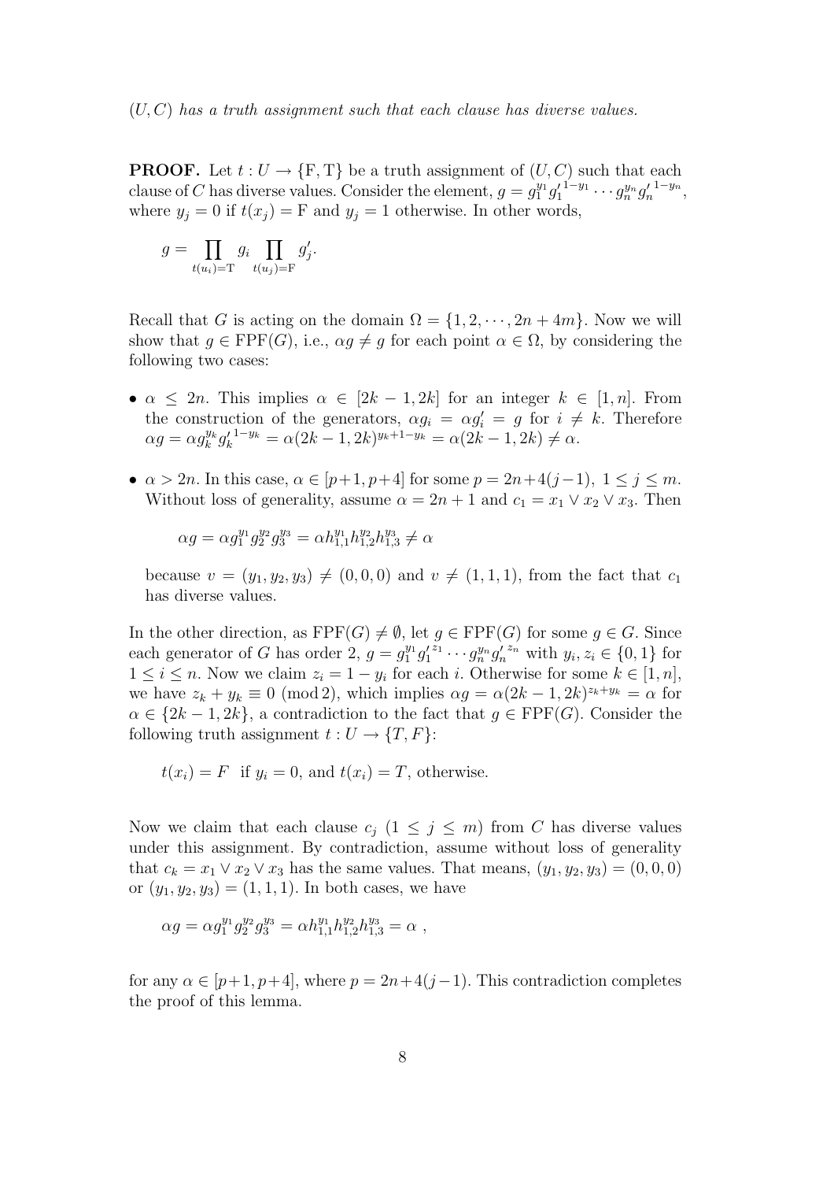*$(U, C)$ has a truth assignment such that each clause has diverse values.*

**PROOF.** Let $t : U \to \{\mathrm{F}, \mathrm{T}\}$ be a truth assignment of $(U, C)$ such that each clause of $C$ has diverse values. Consider the element, $g = g_1^{y_1} {g'_1}^{1-y_1} \cdots g_n^{y_n} {g'_n}^{1-y_n}$, where $y_j = 0$ if $t(x_j) = \mathrm{F}$ and $y_j = 1$ otherwise. In other words,

$$g = \prod_{t(u_i)=\mathrm{T}} g_i \prod_{t(u_j)=\mathrm{F}} g'_j.$$

Recall that $G$ is acting on the domain $\Omega = \{1, 2, \cdots, 2n + 4m\}$. Now we will show that $g \in \mathrm{FPF}(G)$, i.e., $\alpha g \neq g$ for each point $\alpha \in \Omega$, by considering the following two cases:

- $\alpha \leq 2n$. This implies $\alpha \in [2k - 1, 2k]$ for an integer $k \in [1, n]$. From the construction of the generators, $\alpha g_i = \alpha g'_i = g$ for $i \neq k$. Therefore $\alpha g = \alpha g_k^{y_k} {g'_k}^{1-y_k} = \alpha(2k - 1, 2k)^{y_k+1-y_k} = \alpha(2k - 1, 2k) \neq \alpha$.

- $\alpha > 2n$. In this case, $\alpha \in [p+1, p+4]$ for some $p = 2n+4(j-1)$, $1 \leq j \leq m$. Without loss of generality, assume $\alpha = 2n + 1$ and $c_1 = x_1 \vee x_2 \vee x_3$. Then

  $$\alpha g = \alpha g_1^{y_1} g_2^{y_2} g_3^{y_3} = \alpha h_{1,1}^{y_1} h_{1,2}^{y_2} h_{1,3}^{y_3} \neq \alpha$$

  because $v = (y_1, y_2, y_3) \neq (0, 0, 0)$ and $v \neq (1, 1, 1)$, from the fact that $c_1$ has diverse values.

In the other direction, as $\mathrm{FPF}(G) \neq \emptyset$, let $g \in \mathrm{FPF}(G)$ for some $g \in G$. Since each generator of $G$ has order 2, $g = g_1^{y_1} {g'_1}^{z_1} \cdots g_n^{y_n} {g'_n}^{z_n}$ with $y_i, z_i \in \{0, 1\}$ for $1 \leq i \leq n$. Now we claim $z_i = 1 - y_i$ for each $i$. Otherwise for some $k \in [1, n]$, we have $z_k + y_k \equiv 0 \pmod 2$, which implies $\alpha g = \alpha(2k - 1, 2k)^{z_k+y_k} = \alpha$ for $\alpha \in \{2k - 1, 2k\}$, a contradiction to the fact that $g \in \mathrm{FPF}(G)$. Consider the following truth assignment $t : U \to \{T, F\}$:

$$t(x_i) = F \text{ if } y_i = 0, \text{ and } t(x_i) = T, \text{ otherwise.}$$

Now we claim that each clause $c_j$ $(1 \leq j \leq m)$ from $C$ has diverse values under this assignment. By contradiction, assume without loss of generality that $c_k = x_1 \vee x_2 \vee x_3$ has the same values. That means, $(y_1, y_2, y_3) = (0, 0, 0)$ or $(y_1, y_2, y_3) = (1, 1, 1)$. In both cases, we have

$$\alpha g = \alpha g_1^{y_1} g_2^{y_2} g_3^{y_3} = \alpha h_{1,1}^{y_1} h_{1,2}^{y_2} h_{1,3}^{y_3} = \alpha \ ,$$

for any $\alpha \in [p+1, p+4]$, where $p = 2n+4(j-1)$. This contradiction completes the proof of this lemma.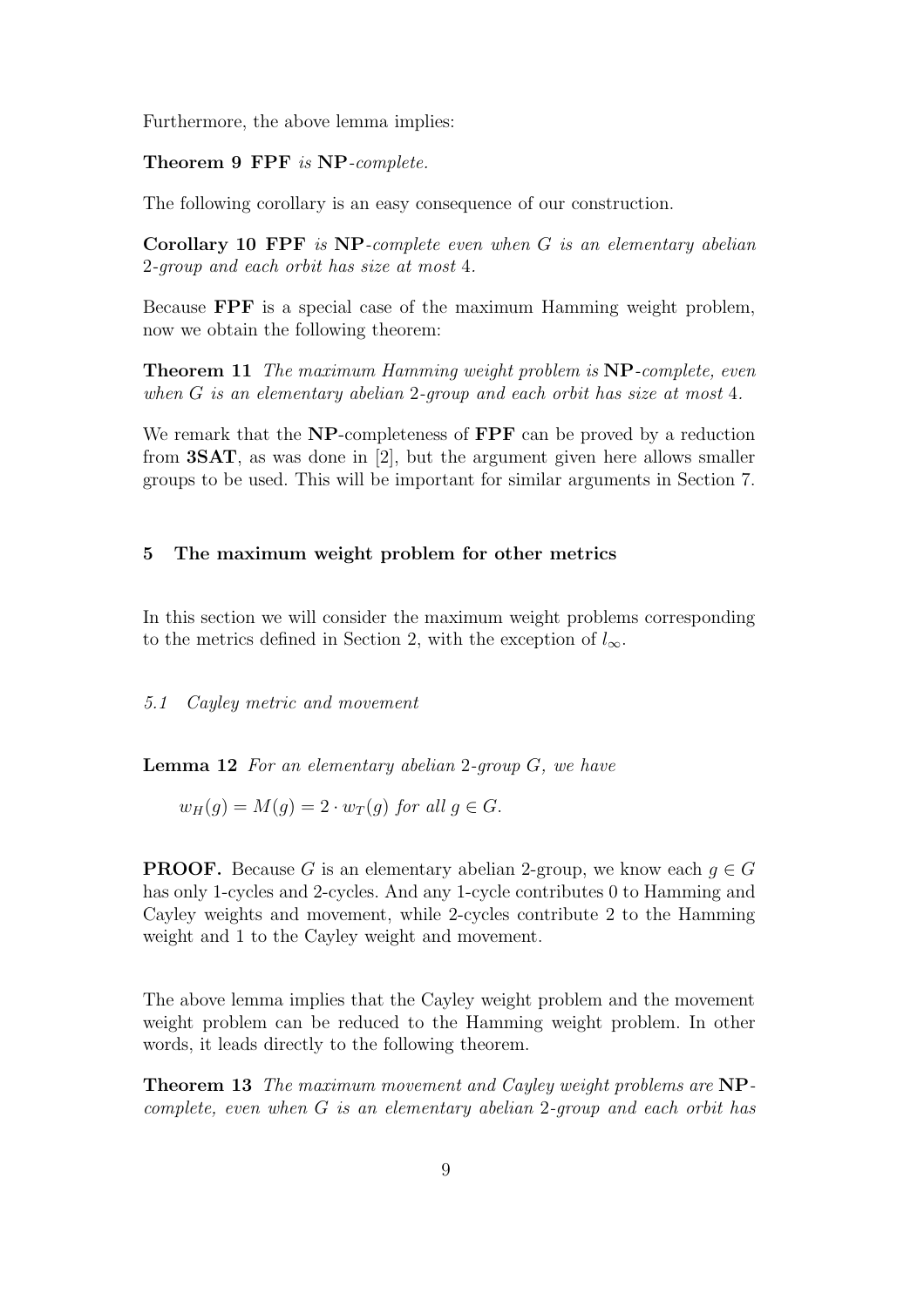Furthermore, the above lemma implies:

**Theorem 9** **FPF** *is* **NP***-complete.*

The following corollary is an easy consequence of our construction.

**Corollary 10** **FPF** *is* **NP***-complete even when* $G$ *is an elementary abelian* 2*-group and each orbit has size at most* 4*.*

Because **FPF** is a special case of the maximum Hamming weight problem, now we obtain the following theorem:

**Theorem 11** *The maximum Hamming weight problem is* **NP***-complete, even when* $G$ *is an elementary abelian* 2*-group and each orbit has size at most* 4*.*

We remark that the **NP**-completeness of **FPF** can be proved by a reduction from **3SAT**, as was done in [2], but the argument given here allows smaller groups to be used. This will be important for similar arguments in Section 7.

## 5 The maximum weight problem for other metrics

In this section we will consider the maximum weight problems corresponding to the metrics defined in Section 2, with the exception of $l_\infty$.

### 5.1 Cayley metric and movement

**Lemma 12** *For an elementary abelian* 2*-group* $G$*, we have*

$$w_H(g) = M(g) = 2 \cdot w_T(g) \text{ for all } g \in G.$$

**PROOF.** Because $G$ is an elementary abelian 2-group, we know each $g \in G$ has only 1-cycles and 2-cycles. And any 1-cycle contributes 0 to Hamming and Cayley weights and movement, while 2-cycles contribute 2 to the Hamming weight and 1 to the Cayley weight and movement.

The above lemma implies that the Cayley weight problem and the movement weight problem can be reduced to the Hamming weight problem. In other words, it leads directly to the following theorem.

**Theorem 13** *The maximum movement and Cayley weight problems are* **NP***-complete, even when* $G$ *is an elementary abelian* 2*-group and each orbit has*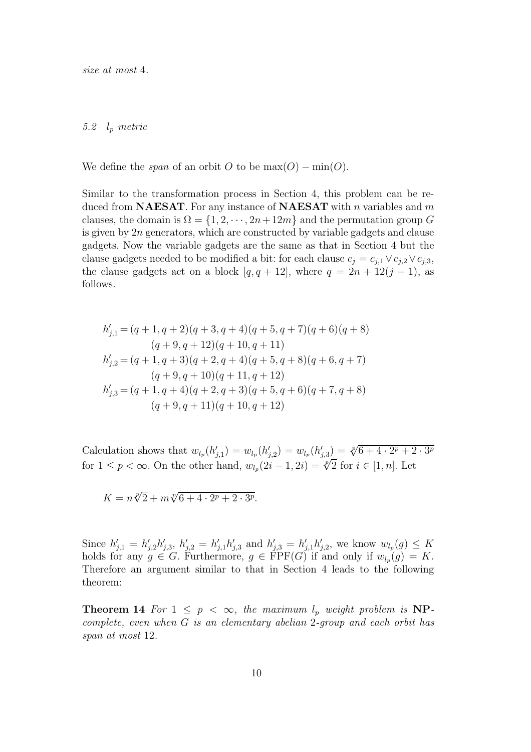*size at most* 4.

### *5.2 $l_p$ metric*

We define the *span* of an orbit $O$ to be $\max(O) - \min(O)$.

Similar to the transformation process in Section 4, this problem can be reduced from **NAESAT**. For any instance of **NAESAT** with $n$ variables and $m$ clauses, the domain is $\Omega = \{1, 2, \cdots, 2n + 12m\}$ and the permutation group $G$ is given by $2n$ generators, which are constructed by variable gadgets and clause gadgets. Now the variable gadgets are the same as that in Section 4 but the clause gadgets needed to be modified a bit: for each clause $c_j = c_{j,1} \vee c_{j,2} \vee c_{j,3}$, the clause gadgets act on a block $[q, q + 12]$, where $q = 2n + 12(j - 1)$, as follows.

$$
\begin{aligned}
h'_{j,1} = & (q+1, q+2)(q+3, q+4)(q+5, q+7)(q+6)(q+8) \\
& (q+9, q+12)(q+10, q+11) \\
h'_{j,2} = & (q+1, q+3)(q+2, q+4)(q+5, q+8)(q+6, q+7) \\
& (q+9, q+10)(q+11, q+12) \\
h'_{j,3} = & (q+1, q+4)(q+2, q+3)(q+5, q+6)(q+7, q+8) \\
& (q+9, q+11)(q+10, q+12)
\end{aligned}
$$

Calculation shows that $w_{l_p}(h'_{j,1}) = w_{l_p}(h'_{j,2}) = w_{l_p}(h'_{j,3}) = \sqrt[p]{6 + 4 \cdot 2^p + 2 \cdot 3^p}$ for $1 \leq p < \infty$. On the other hand, $w_{l_p}(2i - 1, 2i) = \sqrt[p]{2}$ for $i \in [1, n]$. Let

$$K = n\sqrt[p]{2} + m\sqrt[p]{6 + 4 \cdot 2^p + 2 \cdot 3^p}.$$

Since $h'_{j,1} = h'_{j,2}h'_{j,3}$, $h'_{j,2} = h'_{j,1}h'_{j,3}$ and $h'_{j,3} = h'_{j,1}h'_{j,2}$, we know $w_{l_p}(g) \leq K$ holds for any $g \in G$. Furthermore, $g \in \text{FPF}(G)$ if and only if $w_{l_p}(g) = K$. Therefore an argument similar to that in Section 4 leads to the following theorem:

**Theorem 14** *For $1 \leq p < \infty$, the maximum $l_p$ weight problem is* **NP***-complete, even when $G$ is an elementary abelian 2-group and each orbit has span at most* 12.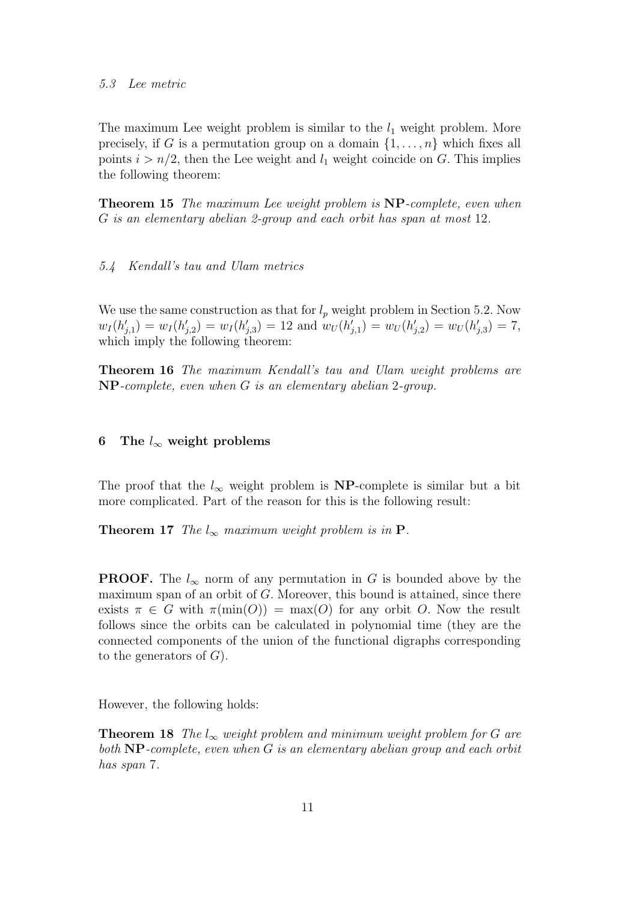### 5.3 Lee metric

The maximum Lee weight problem is similar to the $l_1$ weight problem. More precisely, if $G$ is a permutation group on a domain $\{1, \ldots, n\}$ which fixes all points $i > n/2$, then the Lee weight and $l_1$ weight coincide on $G$. This implies the following theorem:

**Theorem 15** *The maximum Lee weight problem is* **NP***-complete, even when $G$ is an elementary abelian 2-group and each orbit has span at most* 12*.*

### 5.4 Kendall's tau and Ulam metrics

We use the same construction as that for $l_p$ weight problem in Section 5.2. Now $w_I(h'_{j,1}) = w_I(h'_{j,2}) = w_I(h'_{j,3}) = 12$ and $w_U(h'_{j,1}) = w_U(h'_{j,2}) = w_U(h'_{j,3}) = 7$, which imply the following theorem:

**Theorem 16** *The maximum Kendall's tau and Ulam weight problems are* **NP***-complete, even when $G$ is an elementary abelian* 2*-group.*

## 6 The $l_\infty$ weight problems

The proof that the $l_\infty$ weight problem is **NP**-complete is similar but a bit more complicated. Part of the reason for this is the following result:

**Theorem 17** *The $l_\infty$ maximum weight problem is in* **P***.*

**PROOF.** The $l_\infty$ norm of any permutation in $G$ is bounded above by the maximum span of an orbit of $G$. Moreover, this bound is attained, since there exists $\pi \in G$ with $\pi(\min(O)) = \max(O)$ for any orbit $O$. Now the result follows since the orbits can be calculated in polynomial time (they are the connected components of the union of the functional digraphs corresponding to the generators of $G$).

However, the following holds:

**Theorem 18** *The $l_\infty$ weight problem and minimum weight problem for $G$ are both* **NP***-complete, even when $G$ is an elementary abelian group and each orbit has span* 7*.*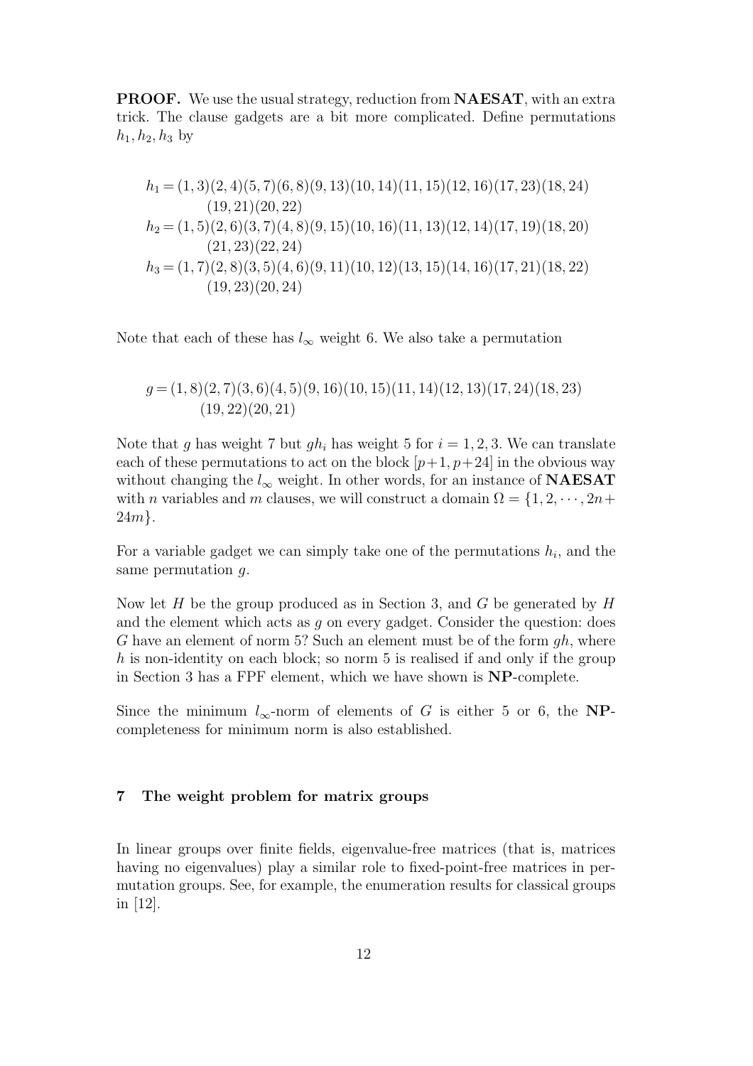**PROOF.** We use the usual strategy, reduction from **NAESAT**, with an extra trick. The clause gadgets are a bit more complicated. Define permutations $h_1, h_2, h_3$ by

$$
\begin{aligned}
h_1 &= (1,3)(2,4)(5,7)(6,8)(9,13)(10,14)(11,15)(12,16)(17,23)(18,24)\\
&\qquad (19,21)(20,22)\\
h_2 &= (1,5)(2,6)(3,7)(4,8)(9,15)(10,16)(11,13)(12,14)(17,19)(18,20)\\
&\qquad (21,23)(22,24)\\
h_3 &= (1,7)(2,8)(3,5)(4,6)(9,11)(10,12)(13,15)(14,16)(17,21)(18,22)\\
&\qquad (19,23)(20,24)
\end{aligned}
$$

Note that each of these has $l_\infty$ weight 6. We also take a permutation

$$
\begin{aligned}
g &= (1,8)(2,7)(3,6)(4,5)(9,16)(10,15)(11,14)(12,13)(17,24)(18,23)\\
&\qquad (19,22)(20,21)
\end{aligned}
$$

Note that $g$ has weight 7 but $gh_i$ has weight 5 for $i = 1, 2, 3$. We can translate each of these permutations to act on the block $[p+1, p+24]$ in the obvious way without changing the $l_\infty$ weight. In other words, for an instance of **NAESAT** with $n$ variables and $m$ clauses, we will construct a domain $\Omega = \{1, 2, \cdots, 2n + 24m\}$.

For a variable gadget we can simply take one of the permutations $h_i$, and the same permutation $g$.

Now let $H$ be the group produced as in Section 3, and $G$ be generated by $H$ and the element which acts as $g$ on every gadget. Consider the question: does $G$ have an element of norm 5? Such an element must be of the form $gh$, where $h$ is non-identity on each block; so norm 5 is realised if and only if the group in Section 3 has a FPF element, which we have shown is **NP**-complete.

Since the minimum $l_\infty$-norm of elements of $G$ is either 5 or 6, the **NP**-completeness for minimum norm is also established.

## 7 The weight problem for matrix groups

In linear groups over finite fields, eigenvalue-free matrices (that is, matrices having no eigenvalues) play a similar role to fixed-point-free matrices in permutation groups. See, for example, the enumeration results for classical groups in [12].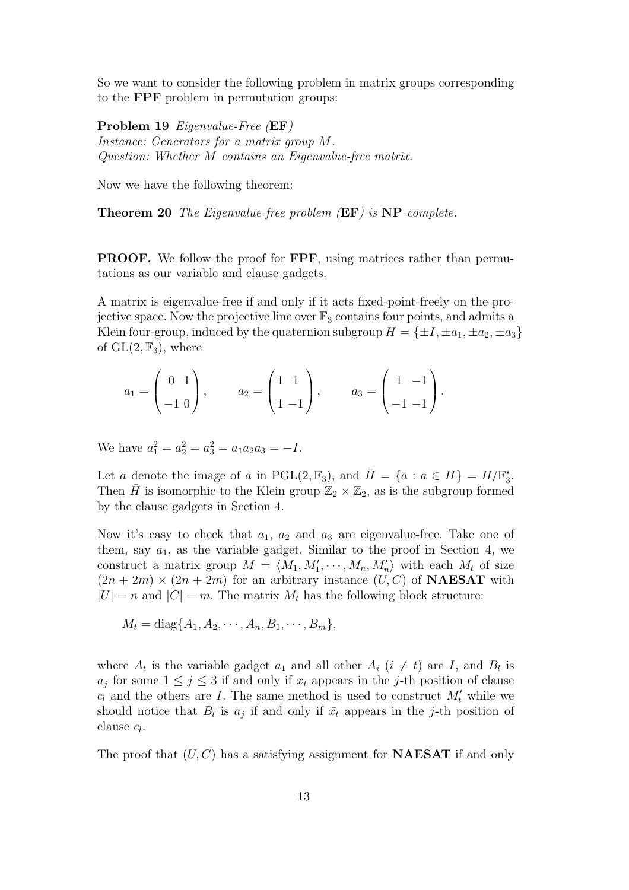So we want to consider the following problem in matrix groups corresponding to the **FPF** problem in permutation groups:

**Problem 19** *Eigenvalue-Free (***EF***)*
*Instance: Generators for a matrix group $M$.*
*Question: Whether $M$ contains an Eigenvalue-free matrix.*

Now we have the following theorem:

**Theorem 20** *The Eigenvalue-free problem (***EF***) is* **NP***-complete.*

**PROOF.** We follow the proof for **FPF**, using matrices rather than permutations as our variable and clause gadgets.

A matrix is eigenvalue-free if and only if it acts fixed-point-freely on the projective space. Now the projective line over $\mathbb{F}_3$ contains four points, and admits a Klein four-group, induced by the quaternion subgroup $H = \{\pm I, \pm a_1, \pm a_2, \pm a_3\}$ of $\mathrm{GL}(2, \mathbb{F}_3)$, where

$$a_1 = \begin{pmatrix} 0 & 1 \\ -1 & 0 \end{pmatrix}, \qquad a_2 = \begin{pmatrix} 1 & 1 \\ 1 & -1 \end{pmatrix}, \qquad a_3 = \begin{pmatrix} 1 & -1 \\ -1 & -1 \end{pmatrix}.$$

We have $a_1^2 = a_2^2 = a_3^2 = a_1 a_2 a_3 = -I$.

Let $\bar{a}$ denote the image of $a$ in $\mathrm{PGL}(2, \mathbb{F}_3)$, and $\bar{H} = \{\bar{a} : a \in H\} = H/\mathbb{F}_3^*$. Then $\bar{H}$ is isomorphic to the Klein group $\mathbb{Z}_2 \times \mathbb{Z}_2$, as is the subgroup formed by the clause gadgets in Section 4.

Now it's easy to check that $a_1$, $a_2$ and $a_3$ are eigenvalue-free. Take one of them, say $a_1$, as the variable gadget. Similar to the proof in Section 4, we construct a matrix group $M = \langle M_1, M_1', \cdots, M_n, M_n' \rangle$ with each $M_t$ of size $(2n + 2m) \times (2n + 2m)$ for an arbitrary instance $(U, C)$ of **NAESAT** with $|U| = n$ and $|C| = m$. The matrix $M_t$ has the following block structure:

$$M_t = \mathrm{diag}\{A_1, A_2, \cdots, A_n, B_1, \cdots, B_m\},$$

where $A_t$ is the variable gadget $a_1$ and all other $A_i$ $(i \neq t)$ are $I$, and $B_l$ is $a_j$ for some $1 \leq j \leq 3$ if and only if $x_t$ appears in the $j$-th position of clause $c_l$ and the others are $I$. The same method is used to construct $M_t'$ while we should notice that $B_l$ is $a_j$ if and only if $\bar{x}_t$ appears in the $j$-th position of clause $c_l$.

The proof that $(U, C)$ has a satisfying assignment for **NAESAT** if and only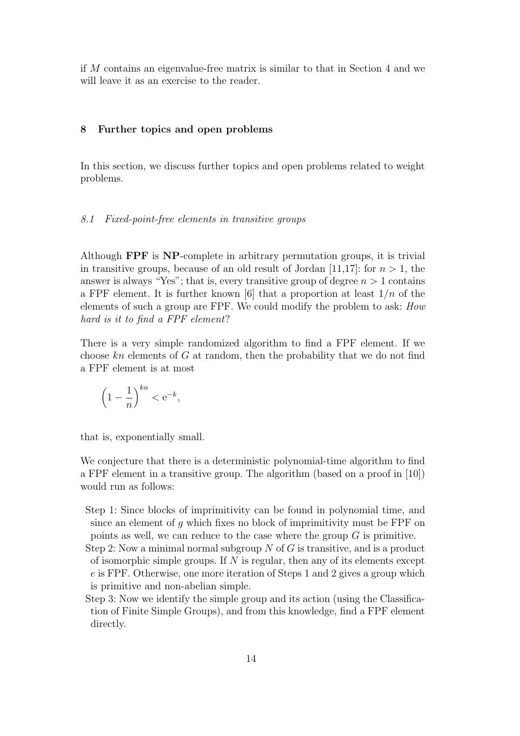if $M$ contains an eigenvalue-free matrix is similar to that in Section 4 and we will leave it as an exercise to the reader.

## 8 Further topics and open problems

In this section, we discuss further topics and open problems related to weight problems.

### *8.1 Fixed-point-free elements in transitive groups*

Although **FPF** is **NP**-complete in arbitrary permutation groups, it is trivial in transitive groups, because of an old result of Jordan [11,17]: for $n > 1$, the answer is always "Yes"; that is, every transitive group of degree $n > 1$ contains a FPF element. It is further known [6] that a proportion at least $1/n$ of the elements of such a group are FPF. We could modify the problem to ask: *How hard is it to find a FPF element*?

There is a very simple randomized algorithm to find a FPF element. If we choose $kn$ elements of $G$ at random, then the probability that we do not find a FPF element is at most

$$\left(1 - \frac{1}{n}\right)^{kn} < \mathrm{e}^{-k},$$

that is, exponentially small.

We conjecture that there is a deterministic polynomial-time algorithm to find a FPF element in a transitive group. The algorithm (based on a proof in [10]) would run as follows:

- Step 1: Since blocks of imprimitivity can be found in polynomial time, and since an element of $g$ which fixes no block of imprimitivity must be FPF on points as well, we can reduce to the case where the group $G$ is primitive.
- Step 2: Now a minimal normal subgroup $N$ of $G$ is transitive, and is a product of isomorphic simple groups. If $N$ is regular, then any of its elements except $e$ is FPF. Otherwise, one more iteration of Steps 1 and 2 gives a group which is primitive and non-abelian simple.
- Step 3: Now we identify the simple group and its action (using the Classification of Finite Simple Groups), and from this knowledge, find a FPF element directly.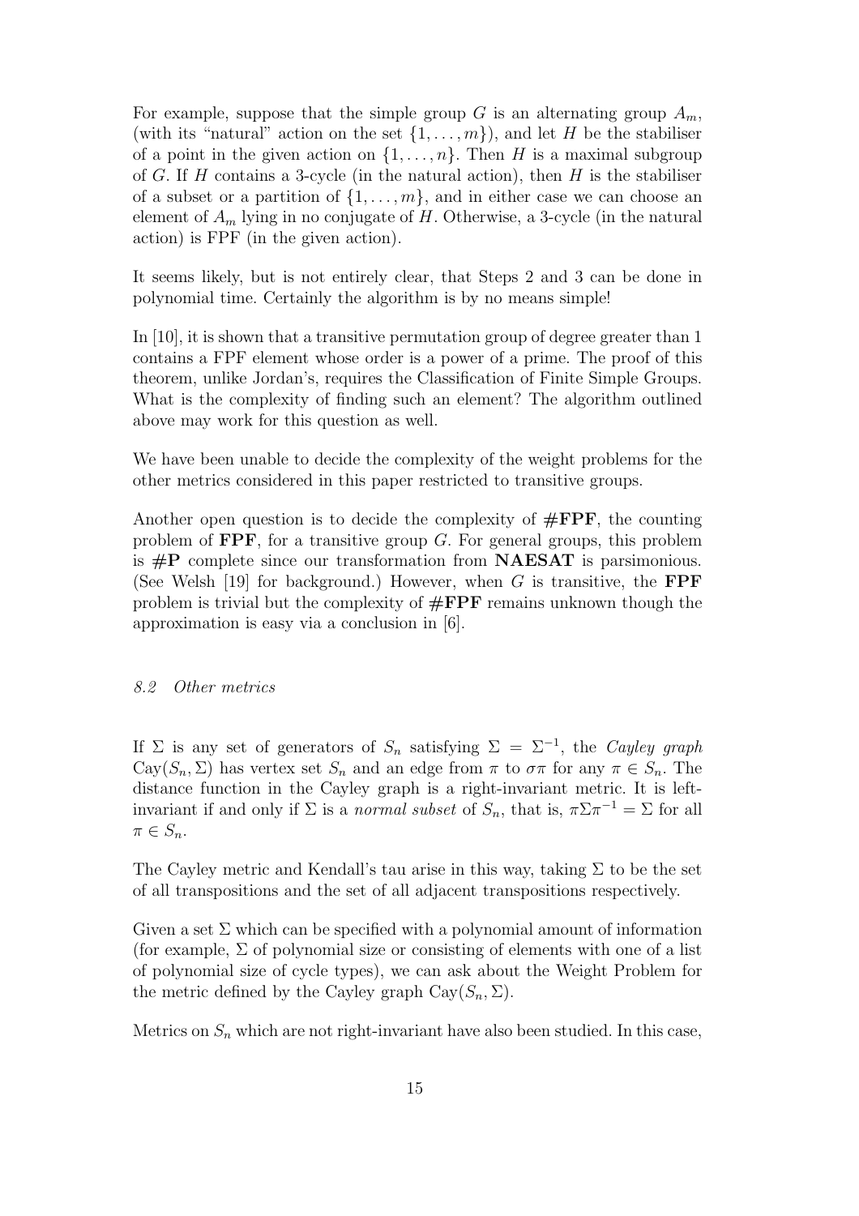For example, suppose that the simple group $G$ is an alternating group $A_m$, (with its "natural" action on the set $\{1, \ldots, m\}$), and let $H$ be the stabiliser of a point in the given action on $\{1, \ldots, n\}$. Then $H$ is a maximal subgroup of $G$. If $H$ contains a 3-cycle (in the natural action), then $H$ is the stabiliser of a subset or a partition of $\{1, \ldots, m\}$, and in either case we can choose an element of $A_m$ lying in no conjugate of $H$. Otherwise, a 3-cycle (in the natural action) is FPF (in the given action).

It seems likely, but is not entirely clear, that Steps 2 and 3 can be done in polynomial time. Certainly the algorithm is by no means simple!

In [10], it is shown that a transitive permutation group of degree greater than 1 contains a FPF element whose order is a power of a prime. The proof of this theorem, unlike Jordan's, requires the Classification of Finite Simple Groups. What is the complexity of finding such an element? The algorithm outlined above may work for this question as well.

We have been unable to decide the complexity of the weight problems for the other metrics considered in this paper restricted to transitive groups.

Another open question is to decide the complexity of **#FPF**, the counting problem of **FPF**, for a transitive group $G$. For general groups, this problem is **#P** complete since our transformation from **NAESAT** is parsimonious. (See Welsh [19] for background.) However, when $G$ is transitive, the **FPF** problem is trivial but the complexity of **#FPF** remains unknown though the approximation is easy via a conclusion in [6].

### *8.2 Other metrics*

If $\Sigma$ is any set of generators of $S_n$ satisfying $\Sigma = \Sigma^{-1}$, the *Cayley graph* $\mathrm{Cay}(S_n, \Sigma)$ has vertex set $S_n$ and an edge from $\pi$ to $\sigma\pi$ for any $\pi \in S_n$. The distance function in the Cayley graph is a right-invariant metric. It is left-invariant if and only if $\Sigma$ is a *normal subset* of $S_n$, that is, $\pi\Sigma\pi^{-1} = \Sigma$ for all $\pi \in S_n$.

The Cayley metric and Kendall's tau arise in this way, taking $\Sigma$ to be the set of all transpositions and the set of all adjacent transpositions respectively.

Given a set $\Sigma$ which can be specified with a polynomial amount of information (for example, $\Sigma$ of polynomial size or consisting of elements with one of a list of polynomial size of cycle types), we can ask about the Weight Problem for the metric defined by the Cayley graph $\mathrm{Cay}(S_n, \Sigma)$.

Metrics on $S_n$ which are not right-invariant have also been studied. In this case,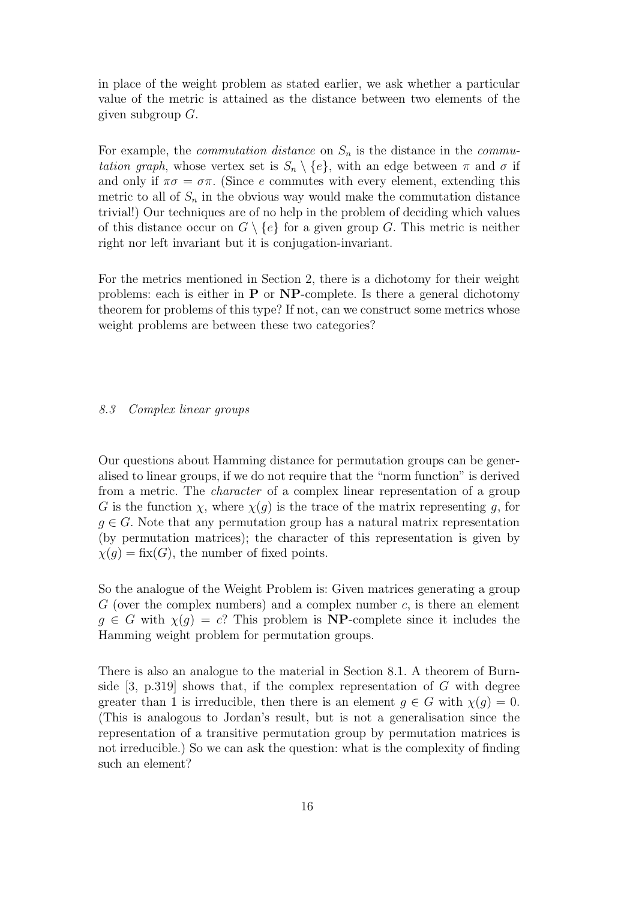in place of the weight problem as stated earlier, we ask whether a particular value of the metric is attained as the distance between two elements of the given subgroup $G$.

For example, the *commutation distance* on $S_n$ is the distance in the *commutation graph*, whose vertex set is $S_n \setminus \{e\}$, with an edge between $\pi$ and $\sigma$ if and only if $\pi\sigma = \sigma\pi$. (Since $e$ commutes with every element, extending this metric to all of $S_n$ in the obvious way would make the commutation distance trivial!) Our techniques are of no help in the problem of deciding which values of this distance occur on $G \setminus \{e\}$ for a given group $G$. This metric is neither right nor left invariant but it is conjugation-invariant.

For the metrics mentioned in Section 2, there is a dichotomy for their weight problems: each is either in **P** or **NP**-complete. Is there a general dichotomy theorem for problems of this type? If not, can we construct some metrics whose weight problems are between these two categories?

### *8.3 Complex linear groups*

Our questions about Hamming distance for permutation groups can be generalised to linear groups, if we do not require that the "norm function" is derived from a metric. The *character* of a complex linear representation of a group $G$ is the function $\chi$, where $\chi(g)$ is the trace of the matrix representing $g$, for $g \in G$. Note that any permutation group has a natural matrix representation (by permutation matrices); the character of this representation is given by $\chi(g) = \mathrm{fix}(G)$, the number of fixed points.

So the analogue of the Weight Problem is: Given matrices generating a group $G$ (over the complex numbers) and a complex number $c$, is there an element $g \in G$ with $\chi(g) = c$? This problem is **NP**-complete since it includes the Hamming weight problem for permutation groups.

There is also an analogue to the material in Section 8.1. A theorem of Burnside [3, p.319] shows that, if the complex representation of $G$ with degree greater than 1 is irreducible, then there is an element $g \in G$ with $\chi(g) = 0$. (This is analogous to Jordan's result, but is not a generalisation since the representation of a transitive permutation group by permutation matrices is not irreducible.) So we can ask the question: what is the complexity of finding such an element?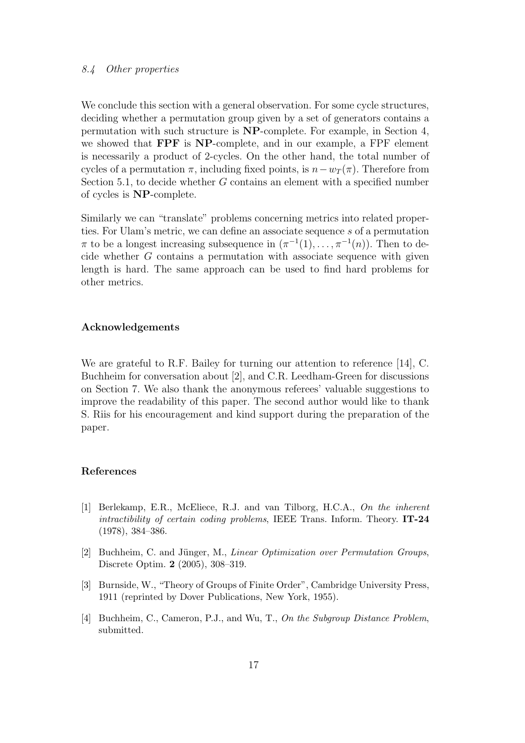### 8.4 Other properties

We conclude this section with a general observation. For some cycle structures, deciding whether a permutation group given by a set of generators contains a permutation with such structure is **NP**-complete. For example, in Section 4, we showed that **FPF** is **NP**-complete, and in our example, a FPF element is necessarily a product of 2-cycles. On the other hand, the total number of cycles of a permutation $\pi$, including fixed points, is $n - w_T(\pi)$. Therefore from Section 5.1, to decide whether $G$ contains an element with a specified number of cycles is **NP**-complete.

Similarly we can "translate" problems concerning metrics into related properties. For Ulam's metric, we can define an associate sequence $s$ of a permutation $\pi$ to be a longest increasing subsequence in $(\pi^{-1}(1), \ldots, \pi^{-1}(n))$. Then to decide whether $G$ contains a permutation with associate sequence with given length is hard. The same approach can be used to find hard problems for other metrics.

## Acknowledgements

We are grateful to R.F. Bailey for turning our attention to reference [14], C. Buchheim for conversation about [2], and C.R. Leedham-Green for discussions on Section 7. We also thank the anonymous referees' valuable suggestions to improve the readability of this paper. The second author would like to thank S. Riis for his encouragement and kind support during the preparation of the paper.

## References

[1] Berlekamp, E.R., McEliece, R.J. and van Tilborg, H.C.A., *On the inherent intractibility of certain coding problems*, IEEE Trans. Inform. Theory. **IT-24** (1978), 384–386.

[2] Buchheim, C. and Jünger, M., *Linear Optimization over Permutation Groups*, Discrete Optim. **2** (2005), 308–319.

[3] Burnside, W., "Theory of Groups of Finite Order", Cambridge University Press, 1911 (reprinted by Dover Publications, New York, 1955).

[4] Buchheim, C., Cameron, P.J., and Wu, T., *On the Subgroup Distance Problem*, submitted.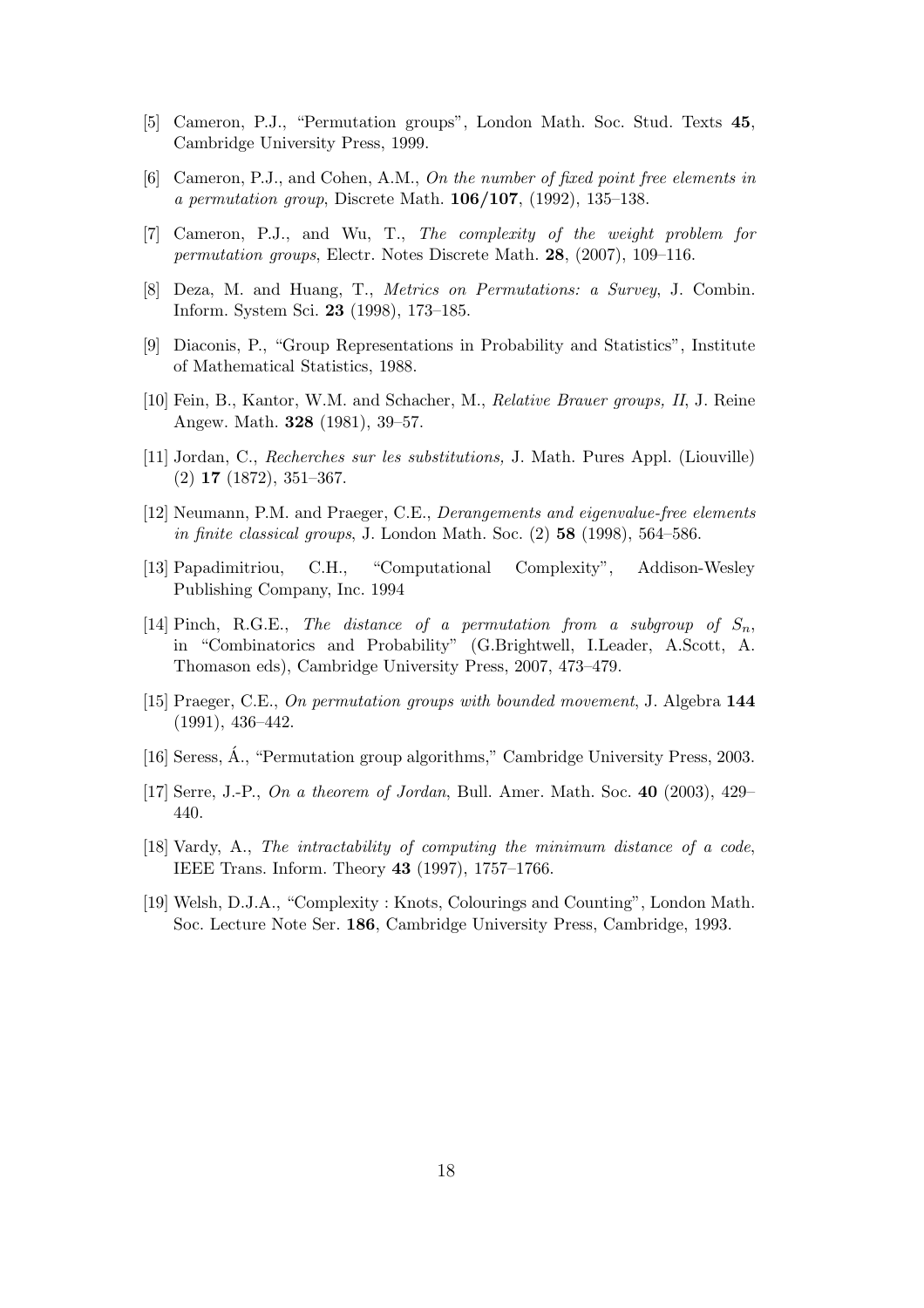[5] Cameron, P.J., "Permutation groups", London Math. Soc. Stud. Texts **45**, Cambridge University Press, 1999.

[6] Cameron, P.J., and Cohen, A.M., *On the number of fixed point free elements in a permutation group*, Discrete Math. **106/107**, (1992), 135–138.

[7] Cameron, P.J., and Wu, T., *The complexity of the weight problem for permutation groups*, Electr. Notes Discrete Math. **28**, (2007), 109–116.

[8] Deza, M. and Huang, T., *Metrics on Permutations: a Survey*, J. Combin. Inform. System Sci. **23** (1998), 173–185.

[9] Diaconis, P., "Group Representations in Probability and Statistics", Institute of Mathematical Statistics, 1988.

[10] Fein, B., Kantor, W.M. and Schacher, M., *Relative Brauer groups, II*, J. Reine Angew. Math. **328** (1981), 39–57.

[11] Jordan, C., *Recherches sur les substitutions,* J. Math. Pures Appl. (Liouville) (2) **17** (1872), 351–367.

[12] Neumann, P.M. and Praeger, C.E., *Derangements and eigenvalue-free elements in finite classical groups*, J. London Math. Soc. (2) **58** (1998), 564–586.

[13] Papadimitriou, C.H., "Computational Complexity", Addison-Wesley Publishing Company, Inc. 1994

[14] Pinch, R.G.E., *The distance of a permutation from a subgroup of $S_n$*, in "Combinatorics and Probability" (G.Brightwell, I.Leader, A.Scott, A. Thomason eds), Cambridge University Press, 2007, 473–479.

[15] Praeger, C.E., *On permutation groups with bounded movement*, J. Algebra **144** (1991), 436–442.

[16] Seress, Á., "Permutation group algorithms," Cambridge University Press, 2003.

[17] Serre, J.-P., *On a theorem of Jordan*, Bull. Amer. Math. Soc. **40** (2003), 429–440.

[18] Vardy, A., *The intractability of computing the minimum distance of a code*, IEEE Trans. Inform. Theory **43** (1997), 1757–1766.

[19] Welsh, D.J.A., "Complexity : Knots, Colourings and Counting", London Math. Soc. Lecture Note Ser. **186**, Cambridge University Press, Cambridge, 1993.